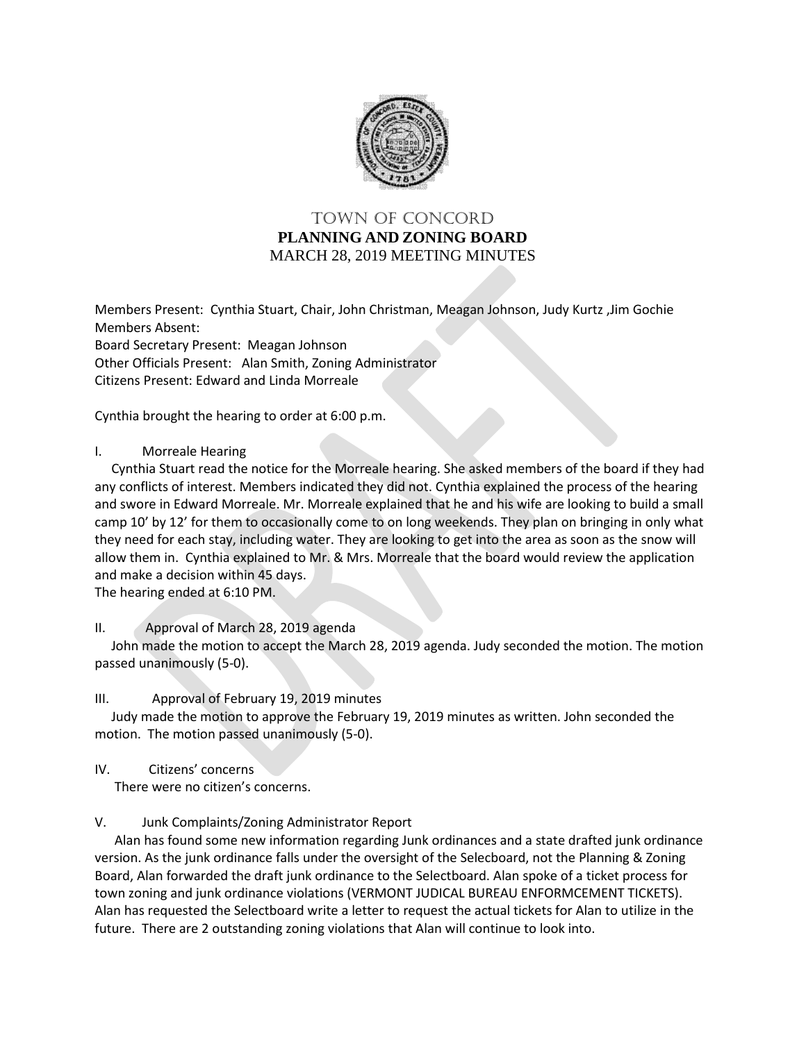# TOWN OF CONCORD

## PLANNING AND ZONING BOARD

MARCH 28, 2019 MEETING MINUTES

Members Present: Cynthia Stuart, Chair, John Christman, Meagan Johnson, Judy Kurtz ,Jim Gochie
Members Absent:
Board Secretary Present: Meagan Johnson
Other Officials Present: Alan Smith, Zoning Administrator
Citizens Present: Edward and Linda Morreale

Cynthia brought the hearing to order at 6:00 p.m.

I. Morreale Hearing

Cynthia Stuart read the notice for the Morreale hearing. She asked members of the board if they had any conflicts of interest. Members indicated they did not. Cynthia explained the process of the hearing and swore in Edward Morreale. Mr. Morreale explained that he and his wife are looking to build a small camp 10' by 12' for them to occasionally come to on long weekends. They plan on bringing in only what they need for each stay, including water. They are looking to get into the area as soon as the snow will allow them in. Cynthia explained to Mr. & Mrs. Morreale that the board would review the application and make a decision within 45 days.
The hearing ended at 6:10 PM.

II. Approval of March 28, 2019 agenda

John made the motion to accept the March 28, 2019 agenda. Judy seconded the motion. The motion passed unanimously (5-0).

III. Approval of February 19, 2019 minutes

Judy made the motion to approve the February 19, 2019 minutes as written. John seconded the motion. The motion passed unanimously (5-0).

IV. Citizens' concerns

There were no citizen's concerns.

V. Junk Complaints/Zoning Administrator Report

Alan has found some new information regarding Junk ordinances and a state drafted junk ordinance version. As the junk ordinance falls under the oversight of the Selecboard, not the Planning & Zoning Board, Alan forwarded the draft junk ordinance to the Selectboard. Alan spoke of a ticket process for town zoning and junk ordinance violations (VERMONT JUDICAL BUREAU ENFORMCEMENT TICKETS). Alan has requested the Selectboard write a letter to request the actual tickets for Alan to utilize in the future. There are 2 outstanding zoning violations that Alan will continue to look into.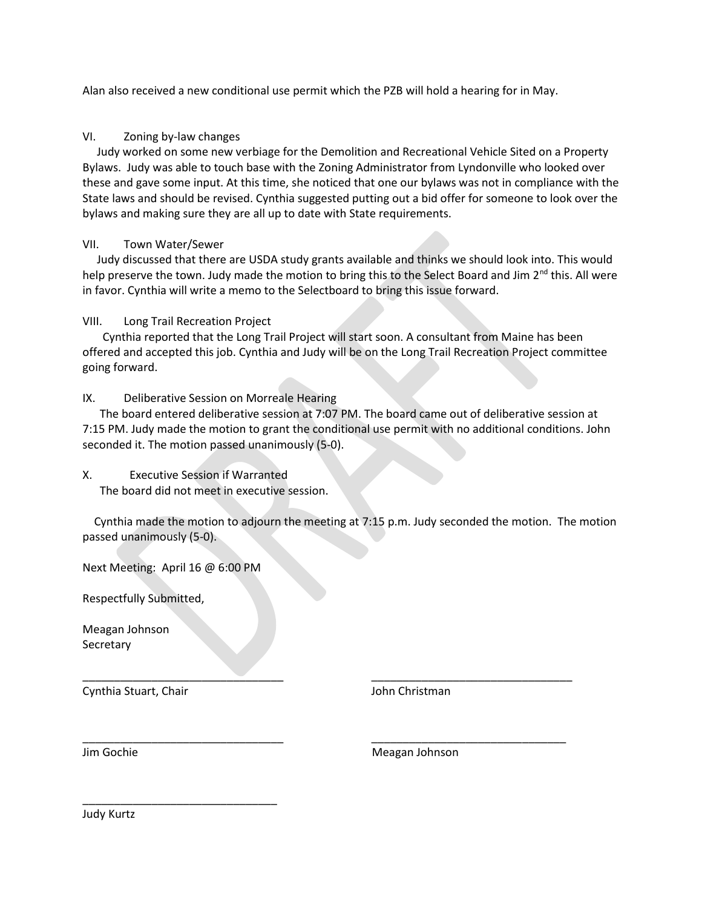Alan also received a new conditional use permit which the PZB will hold a hearing for in May.

VI. Zoning by-law changes

Judy worked on some new verbiage for the Demolition and Recreational Vehicle Sited on a Property Bylaws. Judy was able to touch base with the Zoning Administrator from Lyndonville who looked over these and gave some input. At this time, she noticed that one our bylaws was not in compliance with the State laws and should be revised. Cynthia suggested putting out a bid offer for someone to look over the bylaws and making sure they are all up to date with State requirements.

VII. Town Water/Sewer

Judy discussed that there are USDA study grants available and thinks we should look into. This would help preserve the town. Judy made the motion to bring this to the Select Board and Jim 2nd this. All were in favor. Cynthia will write a memo to the Selectboard to bring this issue forward.

VIII. Long Trail Recreation Project

Cynthia reported that the Long Trail Project will start soon. A consultant from Maine has been offered and accepted this job. Cynthia and Judy will be on the Long Trail Recreation Project committee going forward.

IX. Deliberative Session on Morreale Hearing

The board entered deliberative session at 7:07 PM. The board came out of deliberative session at 7:15 PM. Judy made the motion to grant the conditional use permit with no additional conditions. John seconded it. The motion passed unanimously (5-0).

X. Executive Session if Warranted

The board did not meet in executive session.

Cynthia made the motion to adjourn the meeting at 7:15 p.m. Judy seconded the motion. The motion passed unanimously (5-0).

Next Meeting: April 16 @ 6:00 PM

Respectfully Submitted,

Meagan Johnson
Secretary

________________________________ Cynthia Stuart, Chair

________________________________ John Christman

________________________________ Jim Gochie

________________________________ Meagan Johnson

________________________________ Judy Kurtz